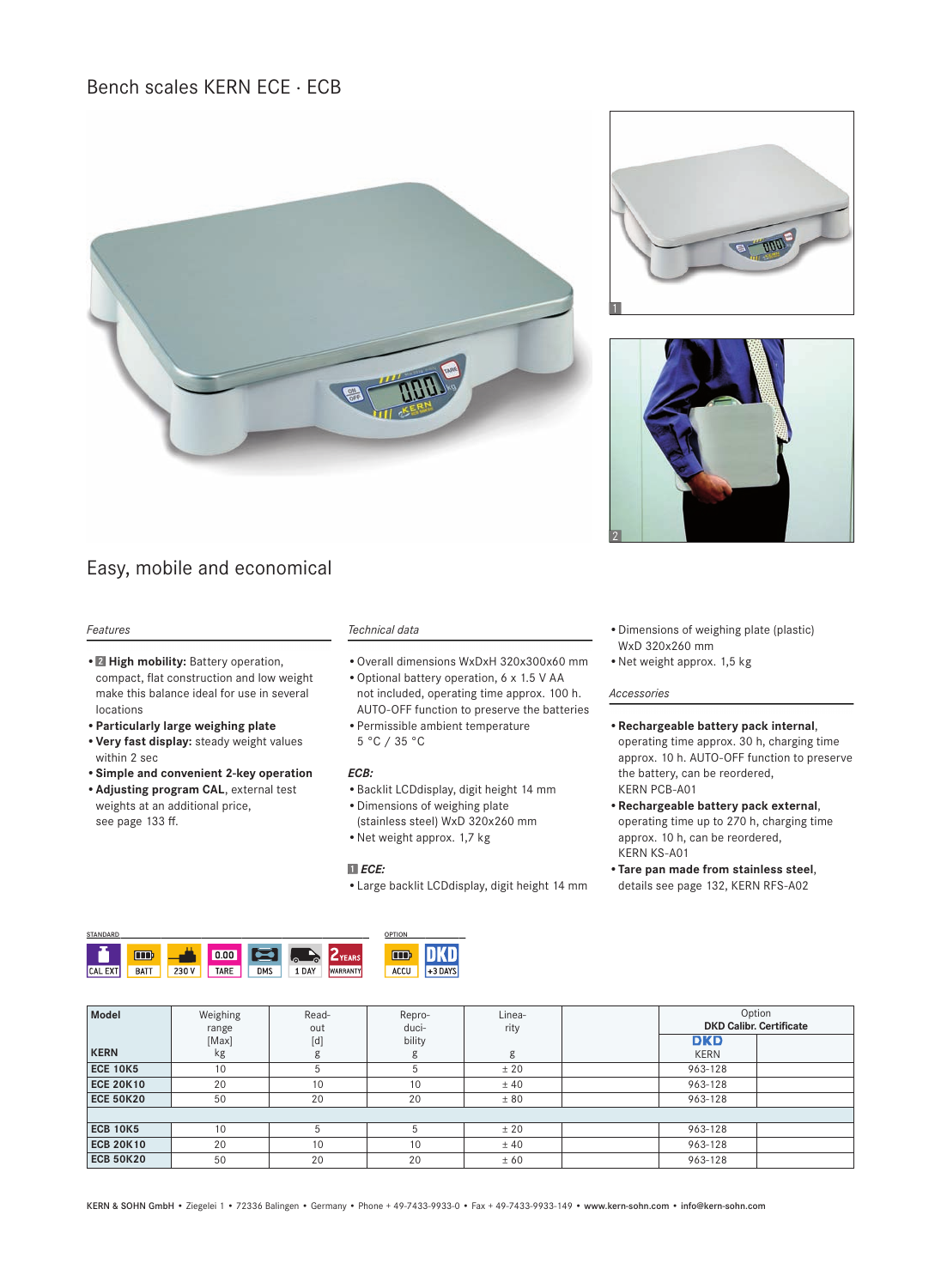# Bench scales KERN ECE · ECB

## Easy, mobile and economical

### Features

- 2 **High mobility:** Battery operation, compact, flat construction and low weight make this balance ideal for use in several locations
- **Particularly large weighing plate**
- **Very fast display:** steady weight values within 2 sec
- **Simple and convenient 2-key operation**
- **Adjusting program CAL**, external test weights at an additional price, see page 133 ff.

### Technical data

- Overall dimensions WxDxH 320x300x60 mm
- Optional battery operation, 6 x 1.5 V AA not included, operating time approx. 100 h. AUTO-OFF function to preserve the batteries
- Permissible ambient temperature 5 °C / 35 °C

*ECB:*

- Backlit LCDdisplay, digit height 14 mm
- Dimensions of weighing plate (stainless steel) WxD 320x260 mm
- Net weight approx. 1,7 kg

1 *ECE:*

- Large backlit LCDdisplay, digit height 14 mm
- Dimensions of weighing plate (plastic) WxD 320x260 mm
- Net weight approx. 1,5 kg

### Accessories

- **Rechargeable battery pack internal**, operating time approx. 30 h, charging time approx. 10 h. AUTO-OFF function to preserve the battery, can be reordered, KERN PCB-A01
- **Rechargeable battery pack external**, operating time up to 270 h, charging time approx. 10 h, can be reordered, KERN KS-A01
- **Tare pan made from stainless steel**, details see page 132, KERN RFS-A02

STANDARD: CAL EXT, BATT, 230 V, TARE, DMS, 1 DAY, 2 YEARS WARRANTY

OPTION: ACCU, DKD +3 DAYS

| Model<br>KERN | Weighing range [Max]<br>kg | Read-out [d]<br>g | Repro-duci-bility<br>g | Linea-rity<br>g | | Option DKD Calibr. Certificate<br>DKD<br>KERN | |
|---|---|---|---|---|---|---|---|
| **ECE 10K5** | 10 | 5 | 5 | ± 20 | | 963-128 | |
| **ECE 20K10** | 20 | 10 | 10 | ± 40 | | 963-128 | |
| **ECE 50K20** | 50 | 20 | 20 | ± 80 | | 963-128 | |
| | | | | | | | |
| **ECB 10K5** | 10 | 5 | 5 | ± 20 | | 963-128 | |
| **ECB 20K10** | 20 | 10 | 10 | ± 40 | | 963-128 | |
| **ECB 50K20** | 50 | 20 | 20 | ± 60 | | 963-128 | |

KERN & SOHN GmbH • Ziegelei 1 • 72336 Balingen • Germany • Phone + 49-7433-9933-0 • Fax + 49-7433-9933-149 • www.kern-sohn.com • info@kern-sohn.com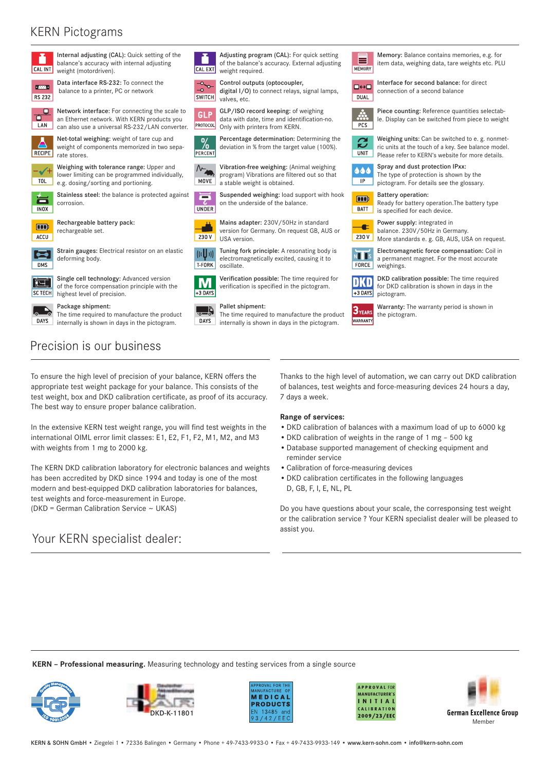# KERN Pictograms

CAL INT — **Internal adjusting (CAL):** Quick setting of the balance's accuracy with internal adjusting weight (motordriven).

CAL EXT — **Adjusting program (CAL):** For quick setting of the balance's accuracy. External adjusting weight required.

MEMORY — **Memory:** Balance contains memories, e.g. for item data, weighing data, tare weights etc. PLU

RS 232 — **Data interface RS-232:** To connect the balance to a printer, PC or network

SWITCH — **Control outputs (optocoupler, digital I/O)** to connect relays, signal lamps, valves, etc.

DUAL — **Interface for second balance:** for direct connection of a second balance

LAN — **Network interface:** For connecting the scale to an Ethernet network. With KERN products you can also use a universal RS-232/LAN converter.

GLP PROTOCOL — **GLP/ISO record keeping:** of weighing data with date, time and identification-no. Only with printers from KERN.

PCS — **Piece counting:** Reference quantities selectable. Display can be switched from piece to weight

RECIPE — **Net-total weighing:** weight of tare cup and weight of components memorized in two separate stores.

PERCENT — **Percentage determination:** Determining the deviation in % from the target value (100%).

UNIT — **Weighing units:** Can be switched to e. g. nonmetric units at the touch of a key. See balance model. Please refer to KERN's website for more details.

TOL — **Weighing with tolerance range:** Upper and lower limiting can be programmed individually, e.g. dosing/sorting and portioning.

MOVE — **Vibration-free weighing:** (Animal weighing program) Vibrations are filtered out so that a stable weight is obtained.

IP — **Spray and dust protection IPxx:** The type of protection is shown by the pictogram. For details see the glossary.

INOX — **Stainless steel:** the balance is protected against corrosion.

UNDER — **Suspended weighing:** load support with hook on the underside of the balance.

BATT — **Battery operation:** Ready for battery operation. The battery type is specified for each device.

ACCU — **Rechargeable battery pack:** rechargeable set.

230 V — **Mains adapter:** 230V/50Hz in standard version for Germany. On request GB, AUS or USA version.

230 V — **Power supply:** integrated in balance. 230V/50Hz in Germany. More standards e. g. GB, AUS, USA on request.

DMS — **Strain gauges:** Electrical resistor on an elastic deforming body.

T-FORK — **Tuning fork principle:** A resonating body is electromagnetically excited, causing it to oscillate.

FORCE — **Electromagnetic force compensation:** Coil in a permanent magnet. For the most accurate weighings.

SC TECH — **Single cell technology:** Advanced version of the force compensation principle with the highest level of precision.

+3 DAYS — **Verification possible:** The time required for verification is specified in the pictogram.

DKD +3 DAYS — **DKD calibration possible:** The time required for DKD calibration is shown in days in the pictogram.

DAYS — **Package shipment:** The time required to manufacture the product internally is shown in days in the pictogram.

DAYS — **Pallet shipment:** The time required to manufacture the product internally is shown in days in the pictogram.

3 YEARS WARRANTY — **Warranty:** The warranty period is shown in the pictogram.

# Precision is our business

To ensure the high level of precision of your balance, KERN offers the appropriate test weight package for your balance. This consists of the test weight, box and DKD calibration certificate, as proof of its accuracy. The best way to ensure proper balance calibration.

In the extensive KERN test weight range, you will find test weights in the international OIML error limit classes: E1, E2, F1, F2, M1, M2, and M3 with weights from 1 mg to 2000 kg.

The KERN DKD calibration laboratory for electronic balances and weights has been accredited by DKD since 1994 and today is one of the most modern and best-equipped DKD calibration laboratories for balances, test weights and force-measurement in Europe.
(DKD = German Calibration Service ~ UKAS)

Thanks to the high level of automation, we can carry out DKD calibration of balances, test weights and force-measuring devices 24 hours a day, 7 days a week.

**Range of services:**

- DKD calibration of balances with a maximum load of up to 6000 kg
- DKD calibration of weights in the range of 1 mg – 500 kg
- Database supported management of checking equipment and reminder service
- Calibration of force-measuring devices
- DKD calibration certificates in the following languages D, GB, F, I, E, NL, PL

Do you have questions about your scale, the corresponding test weight or the calibration service ? Your KERN specialist dealer will be pleased to assist you.

# Your KERN specialist dealer:

**KERN – Professional measuring.** Measuring technology and testing services from a single source

DKD-K-11801

APPROVAL FOR THE MANUFACTURE OF MEDICAL PRODUCTS EN 13485 and 93/42/EEC

APPROVAL FOR MANUFACTURER'S INITIAL CALIBRATION 2009/23/EEC

German Excellence Group Member

KERN & SOHN GmbH • Ziegelei 1 • 72336 Balingen • Germany • Phone + 49-7433-9933-0 • Fax + 49-7433-9933-149 • www.kern-sohn.com • info@kern-sohn.com